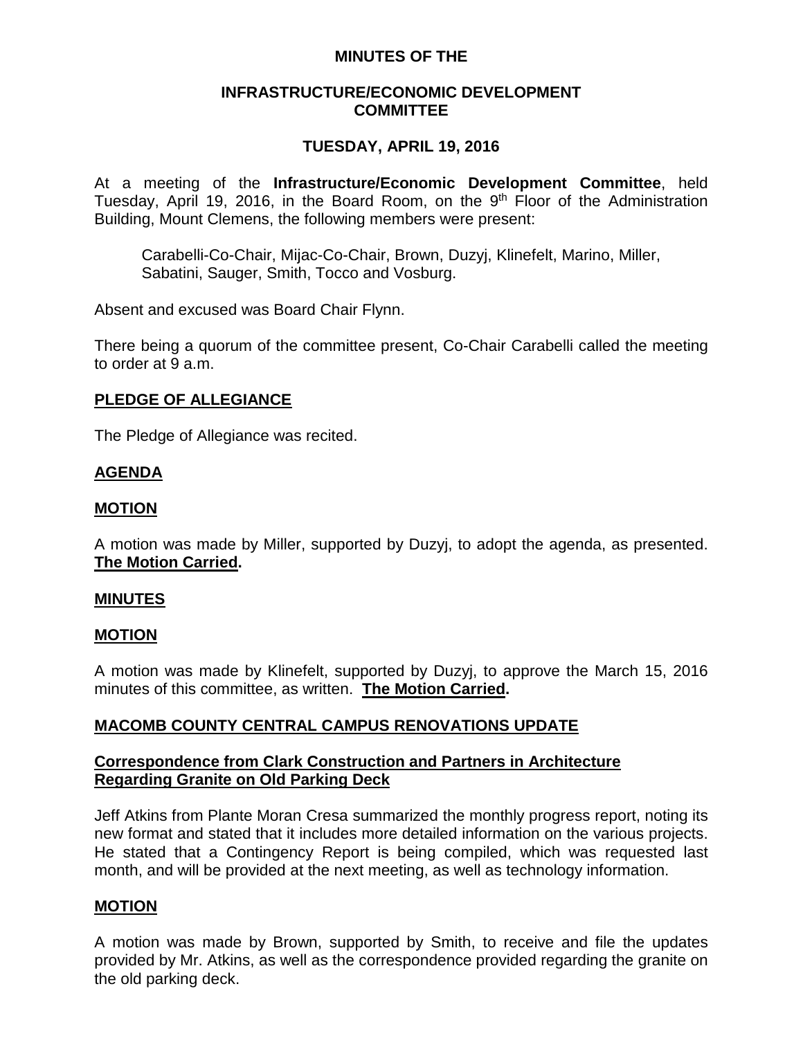# MINUTES OF THE

## INFRASTRUCTURE/ECONOMIC DEVELOPMENT COMMITTEE

## TUESDAY, APRIL 19, 2016

At a meeting of the **Infrastructure/Economic Development Committee**, held Tuesday, April 19, 2016, in the Board Room, on the 9th Floor of the Administration Building, Mount Clemens, the following members were present:

> Carabelli-Co-Chair, Mijac-Co-Chair, Brown, Duzyj, Klinefelt, Marino, Miller, Sabatini, Sauger, Smith, Tocco and Vosburg.

Absent and excused was Board Chair Flynn.

There being a quorum of the committee present, Co-Chair Carabelli called the meeting to order at 9 a.m.

**PLEDGE OF ALLEGIANCE**

The Pledge of Allegiance was recited.

**AGENDA**

**MOTION**

A motion was made by Miller, supported by Duzyj, to adopt the agenda, as presented. **The Motion Carried.**

**MINUTES**

**MOTION**

A motion was made by Klinefelt, supported by Duzyj, to approve the March 15, 2016 minutes of this committee, as written. **The Motion Carried.**

**MACOMB COUNTY CENTRAL CAMPUS RENOVATIONS UPDATE**

**Correspondence from Clark Construction and Partners in Architecture Regarding Granite on Old Parking Deck**

Jeff Atkins from Plante Moran Cresa summarized the monthly progress report, noting its new format and stated that it includes more detailed information on the various projects. He stated that a Contingency Report is being compiled, which was requested last month, and will be provided at the next meeting, as well as technology information.

**MOTION**

A motion was made by Brown, supported by Smith, to receive and file the updates provided by Mr. Atkins, as well as the correspondence provided regarding the granite on the old parking deck.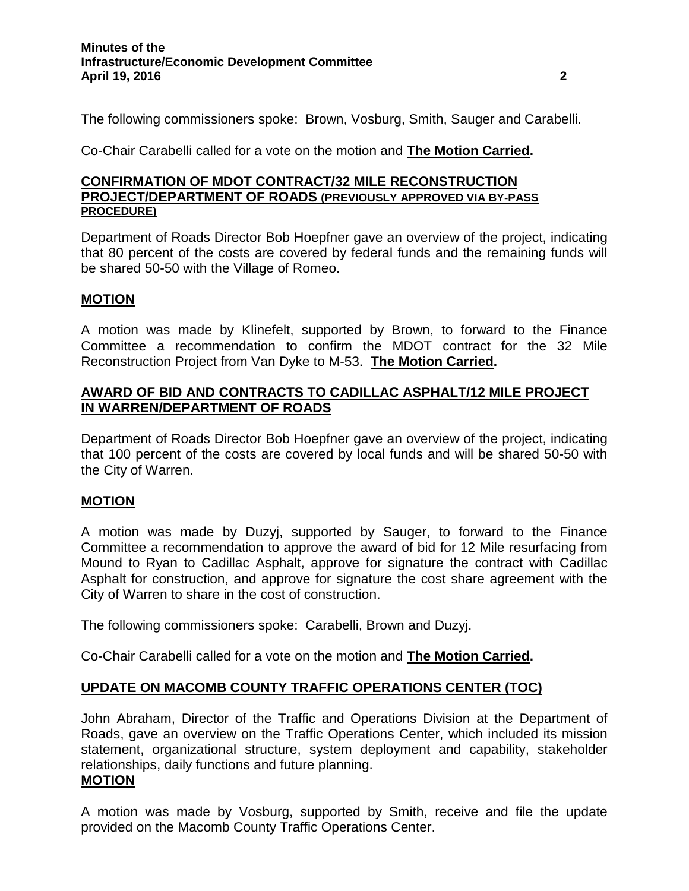The following commissioners spoke: Brown, Vosburg, Smith, Sauger and Carabelli.

Co-Chair Carabelli called for a vote on the motion and **The Motion Carried.**

## CONFIRMATION OF MDOT CONTRACT/32 MILE RECONSTRUCTION PROJECT/DEPARTMENT OF ROADS (PREVIOUSLY APPROVED VIA BY-PASS PROCEDURE)

Department of Roads Director Bob Hoepfner gave an overview of the project, indicating that 80 percent of the costs are covered by federal funds and the remaining funds will be shared 50-50 with the Village of Romeo.

## MOTION

A motion was made by Klinefelt, supported by Brown, to forward to the Finance Committee a recommendation to confirm the MDOT contract for the 32 Mile Reconstruction Project from Van Dyke to M-53. **The Motion Carried.**

## AWARD OF BID AND CONTRACTS TO CADILLAC ASPHALT/12 MILE PROJECT IN WARREN/DEPARTMENT OF ROADS

Department of Roads Director Bob Hoepfner gave an overview of the project, indicating that 100 percent of the costs are covered by local funds and will be shared 50-50 with the City of Warren.

## MOTION

A motion was made by Duzyj, supported by Sauger, to forward to the Finance Committee a recommendation to approve the award of bid for 12 Mile resurfacing from Mound to Ryan to Cadillac Asphalt, approve for signature the contract with Cadillac Asphalt for construction, and approve for signature the cost share agreement with the City of Warren to share in the cost of construction.

The following commissioners spoke: Carabelli, Brown and Duzyj.

Co-Chair Carabelli called for a vote on the motion and **The Motion Carried.**

## UPDATE ON MACOMB COUNTY TRAFFIC OPERATIONS CENTER (TOC)

John Abraham, Director of the Traffic and Operations Division at the Department of Roads, gave an overview on the Traffic Operations Center, which included its mission statement, organizational structure, system deployment and capability, stakeholder relationships, daily functions and future planning.

## MOTION

A motion was made by Vosburg, supported by Smith, receive and file the update provided on the Macomb County Traffic Operations Center.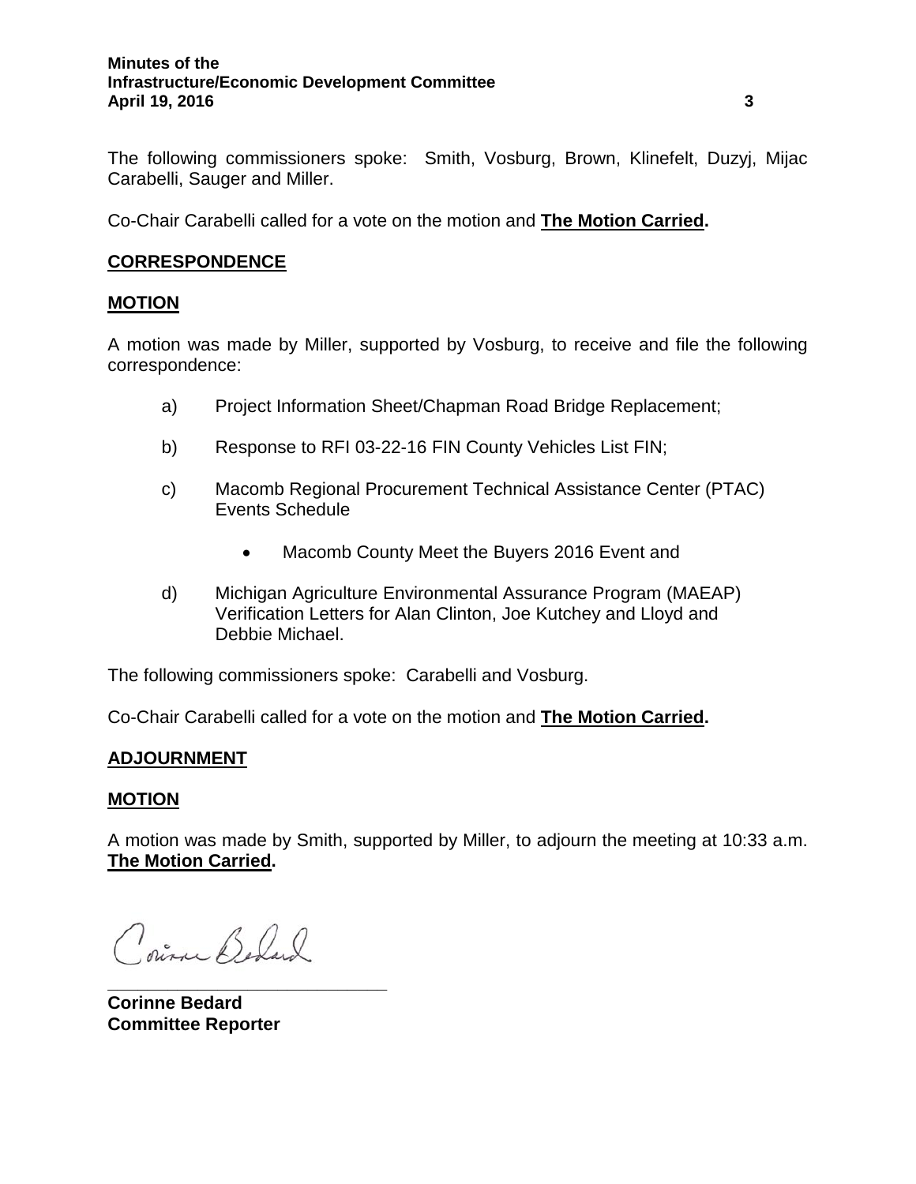The following commissioners spoke: Smith, Vosburg, Brown, Klinefelt, Duzyj, Mijac Carabelli, Sauger and Miller.

Co-Chair Carabelli called for a vote on the motion and **The Motion Carried.**

## CORRESPONDENCE

### MOTION

A motion was made by Miller, supported by Vosburg, to receive and file the following correspondence:

a) Project Information Sheet/Chapman Road Bridge Replacement;

b) Response to RFI 03-22-16 FIN County Vehicles List FIN;

c) Macomb Regional Procurement Technical Assistance Center (PTAC) Events Schedule

- Macomb County Meet the Buyers 2016 Event and

d) Michigan Agriculture Environmental Assurance Program (MAEAP) Verification Letters for Alan Clinton, Joe Kutchey and Lloyd and Debbie Michael.

The following commissioners spoke: Carabelli and Vosburg.

Co-Chair Carabelli called for a vote on the motion and **The Motion Carried.**

## ADJOURNMENT

### MOTION

A motion was made by Smith, supported by Miller, to adjourn the meeting at 10:33 a.m. **The Motion Carried.**

_______________________________

**Corinne Bedard**
**Committee Reporter**